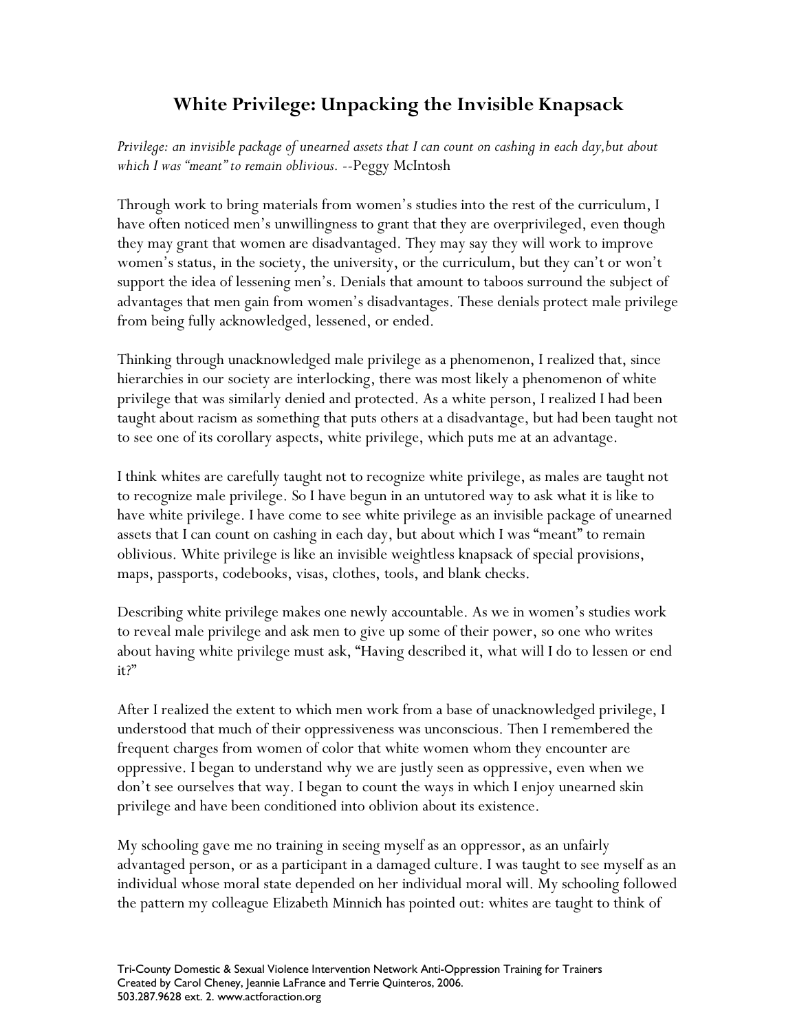# White Privilege: Unpacking the Invisible Knapsack

*Privilege: an invisible package of unearned assets that I can count on cashing in each day,but about which I was "meant" to remain oblivious.* --Peggy McIntosh

Through work to bring materials from women's studies into the rest of the curriculum, I have often noticed men's unwillingness to grant that they are overprivileged, even though they may grant that women are disadvantaged. They may say they will work to improve women's status, in the society, the university, or the curriculum, but they can't or won't support the idea of lessening men's. Denials that amount to taboos surround the subject of advantages that men gain from women's disadvantages. These denials protect male privilege from being fully acknowledged, lessened, or ended.

Thinking through unacknowledged male privilege as a phenomenon, I realized that, since hierarchies in our society are interlocking, there was most likely a phenomenon of white privilege that was similarly denied and protected. As a white person, I realized I had been taught about racism as something that puts others at a disadvantage, but had been taught not to see one of its corollary aspects, white privilege, which puts me at an advantage.

I think whites are carefully taught not to recognize white privilege, as males are taught not to recognize male privilege. So I have begun in an untutored way to ask what it is like to have white privilege. I have come to see white privilege as an invisible package of unearned assets that I can count on cashing in each day, but about which I was "meant" to remain oblivious. White privilege is like an invisible weightless knapsack of special provisions, maps, passports, codebooks, visas, clothes, tools, and blank checks.

Describing white privilege makes one newly accountable. As we in women's studies work to reveal male privilege and ask men to give up some of their power, so one who writes about having white privilege must ask, "Having described it, what will I do to lessen or end it?"

After I realized the extent to which men work from a base of unacknowledged privilege, I understood that much of their oppressiveness was unconscious. Then I remembered the frequent charges from women of color that white women whom they encounter are oppressive. I began to understand why we are justly seen as oppressive, even when we don't see ourselves that way. I began to count the ways in which I enjoy unearned skin privilege and have been conditioned into oblivion about its existence.

My schooling gave me no training in seeing myself as an oppressor, as an unfairly advantaged person, or as a participant in a damaged culture. I was taught to see myself as an individual whose moral state depended on her individual moral will. My schooling followed the pattern my colleague Elizabeth Minnich has pointed out: whites are taught to think of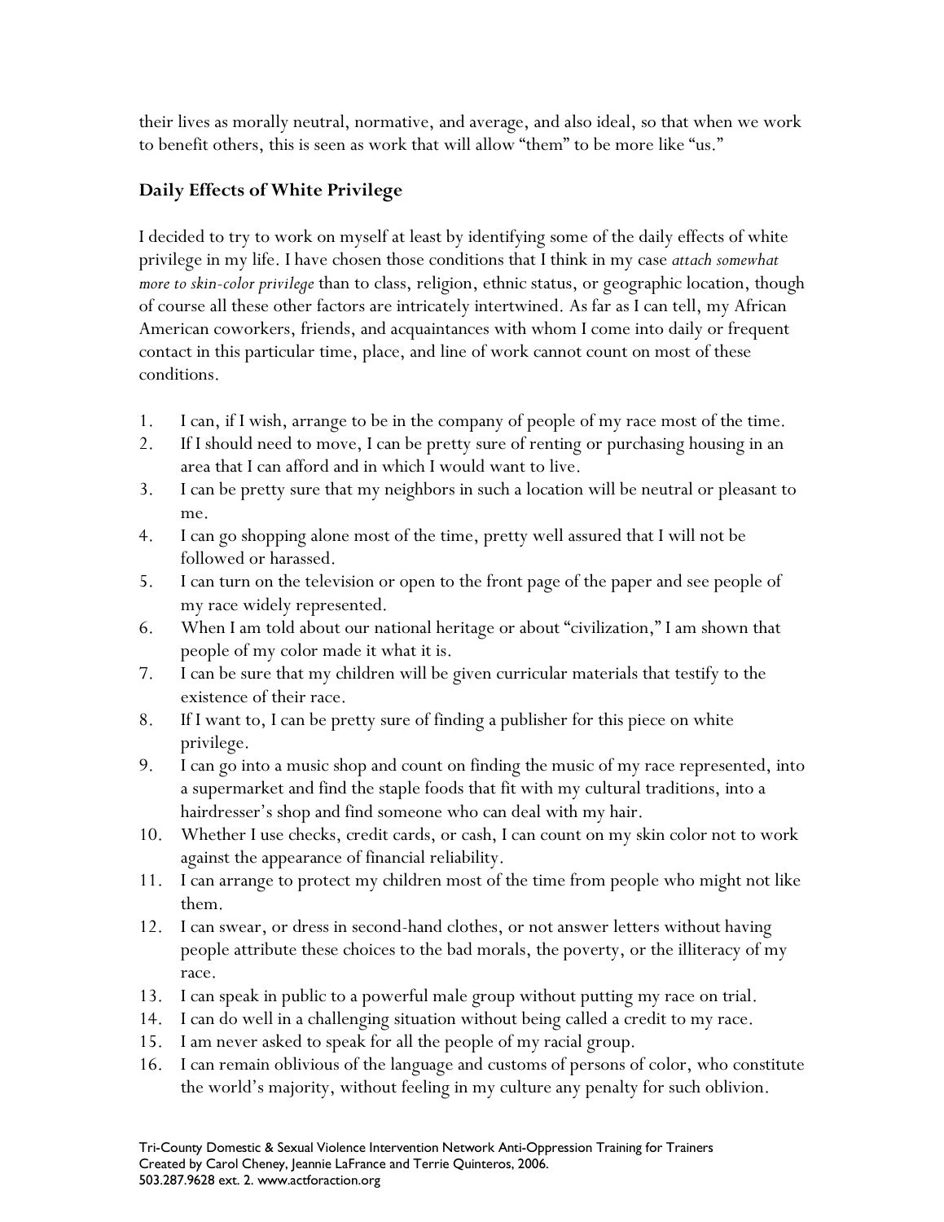their lives as morally neutral, normative, and average, and also ideal, so that when we work to benefit others, this is seen as work that will allow "them" to be more like "us."

## Daily Effects of White Privilege

I decided to try to work on myself at least by identifying some of the daily effects of white privilege in my life. I have chosen those conditions that I think in my case *attach somewhat more to skin-color privilege* than to class, religion, ethnic status, or geographic location, though of course all these other factors are intricately intertwined. As far as I can tell, my African American coworkers, friends, and acquaintances with whom I come into daily or frequent contact in this particular time, place, and line of work cannot count on most of these conditions.

1. I can, if I wish, arrange to be in the company of people of my race most of the time.
2. If I should need to move, I can be pretty sure of renting or purchasing housing in an area that I can afford and in which I would want to live.
3. I can be pretty sure that my neighbors in such a location will be neutral or pleasant to me.
4. I can go shopping alone most of the time, pretty well assured that I will not be followed or harassed.
5. I can turn on the television or open to the front page of the paper and see people of my race widely represented.
6. When I am told about our national heritage or about "civilization," I am shown that people of my color made it what it is.
7. I can be sure that my children will be given curricular materials that testify to the existence of their race.
8. If I want to, I can be pretty sure of finding a publisher for this piece on white privilege.
9. I can go into a music shop and count on finding the music of my race represented, into a supermarket and find the staple foods that fit with my cultural traditions, into a hairdresser's shop and find someone who can deal with my hair.
10. Whether I use checks, credit cards, or cash, I can count on my skin color not to work against the appearance of financial reliability.
11. I can arrange to protect my children most of the time from people who might not like them.
12. I can swear, or dress in second-hand clothes, or not answer letters without having people attribute these choices to the bad morals, the poverty, or the illiteracy of my race.
13. I can speak in public to a powerful male group without putting my race on trial.
14. I can do well in a challenging situation without being called a credit to my race.
15. I am never asked to speak for all the people of my racial group.
16. I can remain oblivious of the language and customs of persons of color, who constitute the world's majority, without feeling in my culture any penalty for such oblivion.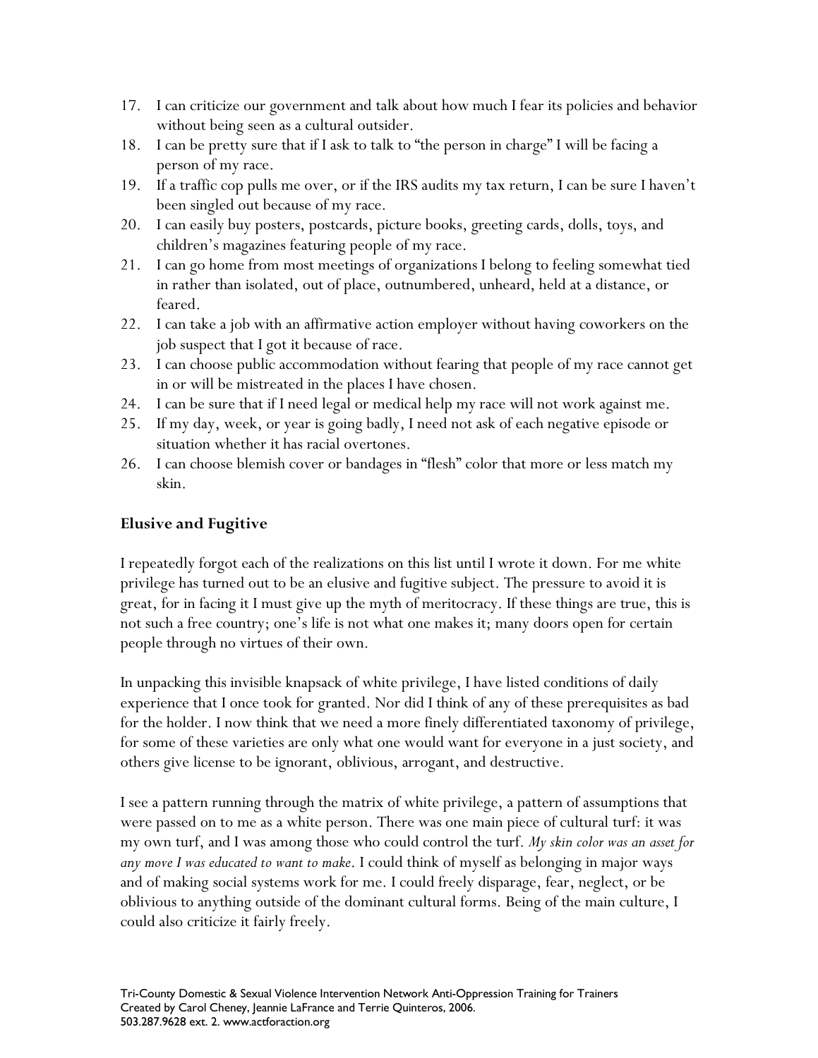17. I can criticize our government and talk about how much I fear its policies and behavior without being seen as a cultural outsider.
18. I can be pretty sure that if I ask to talk to "the person in charge" I will be facing a person of my race.
19. If a traffic cop pulls me over, or if the IRS audits my tax return, I can be sure I haven't been singled out because of my race.
20. I can easily buy posters, postcards, picture books, greeting cards, dolls, toys, and children's magazines featuring people of my race.
21. I can go home from most meetings of organizations I belong to feeling somewhat tied in rather than isolated, out of place, outnumbered, unheard, held at a distance, or feared.
22. I can take a job with an affirmative action employer without having coworkers on the job suspect that I got it because of race.
23. I can choose public accommodation without fearing that people of my race cannot get in or will be mistreated in the places I have chosen.
24. I can be sure that if I need legal or medical help my race will not work against me.
25. If my day, week, or year is going badly, I need not ask of each negative episode or situation whether it has racial overtones.
26. I can choose blemish cover or bandages in "flesh" color that more or less match my skin.

## Elusive and Fugitive

I repeatedly forgot each of the realizations on this list until I wrote it down. For me white privilege has turned out to be an elusive and fugitive subject. The pressure to avoid it is great, for in facing it I must give up the myth of meritocracy. If these things are true, this is not such a free country; one's life is not what one makes it; many doors open for certain people through no virtues of their own.

In unpacking this invisible knapsack of white privilege, I have listed conditions of daily experience that I once took for granted. Nor did I think of any of these prerequisites as bad for the holder. I now think that we need a more finely differentiated taxonomy of privilege, for some of these varieties are only what one would want for everyone in a just society, and others give license to be ignorant, oblivious, arrogant, and destructive.

I see a pattern running through the matrix of white privilege, a pattern of assumptions that were passed on to me as a white person. There was one main piece of cultural turf: it was my own turf, and I was among those who could control the turf. *My skin color was an asset for any move I was educated to want to make*. I could think of myself as belonging in major ways and of making social systems work for me. I could freely disparage, fear, neglect, or be oblivious to anything outside of the dominant cultural forms. Being of the main culture, I could also criticize it fairly freely.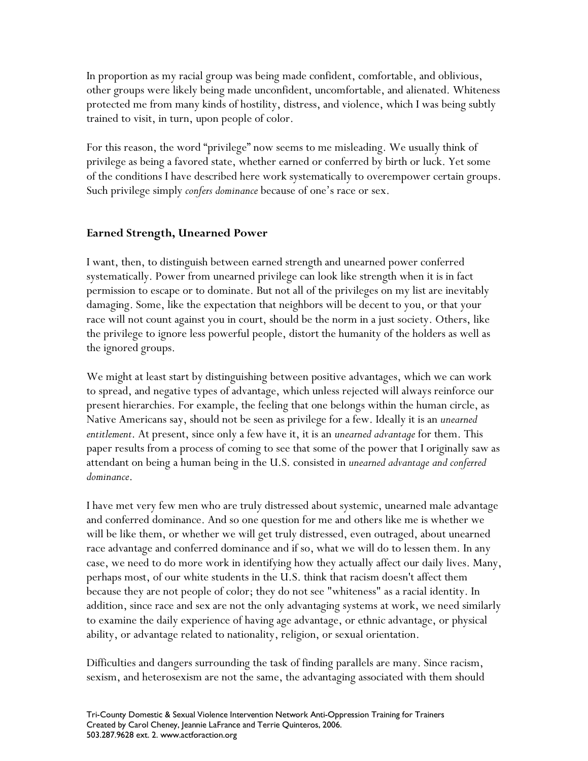In proportion as my racial group was being made confident, comfortable, and oblivious, other groups were likely being made unconfident, uncomfortable, and alienated. Whiteness protected me from many kinds of hostility, distress, and violence, which I was being subtly trained to visit, in turn, upon people of color.

For this reason, the word "privilege" now seems to me misleading. We usually think of privilege as being a favored state, whether earned or conferred by birth or luck. Yet some of the conditions I have described here work systematically to overempower certain groups. Such privilege simply *confers dominance* because of one's race or sex.

## Earned Strength, Unearned Power

I want, then, to distinguish between earned strength and unearned power conferred systematically. Power from unearned privilege can look like strength when it is in fact permission to escape or to dominate. But not all of the privileges on my list are inevitably damaging. Some, like the expectation that neighbors will be decent to you, or that your race will not count against you in court, should be the norm in a just society. Others, like the privilege to ignore less powerful people, distort the humanity of the holders as well as the ignored groups.

We might at least start by distinguishing between positive advantages, which we can work to spread, and negative types of advantage, which unless rejected will always reinforce our present hierarchies. For example, the feeling that one belongs within the human circle, as Native Americans say, should not be seen as privilege for a few. Ideally it is an *unearned entitlement*. At present, since only a few have it, it is an *unearned advantage* for them. This paper results from a process of coming to see that some of the power that I originally saw as attendant on being a human being in the U.S. consisted in *unearned advantage and conferred dominance*.

I have met very few men who are truly distressed about systemic, unearned male advantage and conferred dominance. And so one question for me and others like me is whether we will be like them, or whether we will get truly distressed, even outraged, about unearned race advantage and conferred dominance and if so, what we will do to lessen them. In any case, we need to do more work in identifying how they actually affect our daily lives. Many, perhaps most, of our white students in the U.S. think that racism doesn't affect them because they are not people of color; they do not see "whiteness" as a racial identity. In addition, since race and sex are not the only advantaging systems at work, we need similarly to examine the daily experience of having age advantage, or ethnic advantage, or physical ability, or advantage related to nationality, religion, or sexual orientation.

Difficulties and dangers surrounding the task of finding parallels are many. Since racism, sexism, and heterosexism are not the same, the advantaging associated with them should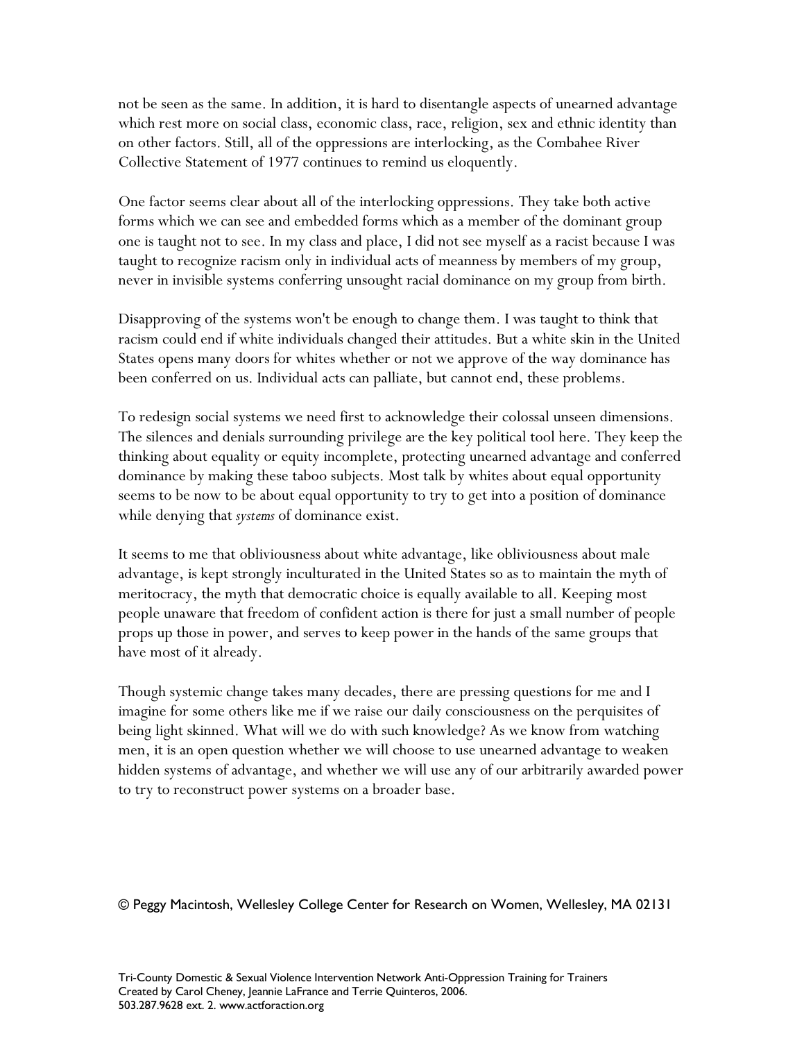not be seen as the same. In addition, it is hard to disentangle aspects of unearned advantage which rest more on social class, economic class, race, religion, sex and ethnic identity than on other factors. Still, all of the oppressions are interlocking, as the Combahee River Collective Statement of 1977 continues to remind us eloquently.

One factor seems clear about all of the interlocking oppressions. They take both active forms which we can see and embedded forms which as a member of the dominant group one is taught not to see. In my class and place, I did not see myself as a racist because I was taught to recognize racism only in individual acts of meanness by members of my group, never in invisible systems conferring unsought racial dominance on my group from birth.

Disapproving of the systems won't be enough to change them. I was taught to think that racism could end if white individuals changed their attitudes. But a white skin in the United States opens many doors for whites whether or not we approve of the way dominance has been conferred on us. Individual acts can palliate, but cannot end, these problems.

To redesign social systems we need first to acknowledge their colossal unseen dimensions. The silences and denials surrounding privilege are the key political tool here. They keep the thinking about equality or equity incomplete, protecting unearned advantage and conferred dominance by making these taboo subjects. Most talk by whites about equal opportunity seems to be now to be about equal opportunity to try to get into a position of dominance while denying that *systems* of dominance exist.

It seems to me that obliviousness about white advantage, like obliviousness about male advantage, is kept strongly inculturated in the United States so as to maintain the myth of meritocracy, the myth that democratic choice is equally available to all. Keeping most people unaware that freedom of confident action is there for just a small number of people props up those in power, and serves to keep power in the hands of the same groups that have most of it already.

Though systemic change takes many decades, there are pressing questions for me and I imagine for some others like me if we raise our daily consciousness on the perquisites of being light skinned. What will we do with such knowledge? As we know from watching men, it is an open question whether we will choose to use unearned advantage to weaken hidden systems of advantage, and whether we will use any of our arbitrarily awarded power to try to reconstruct power systems on a broader base.

© Peggy Macintosh, Wellesley College Center for Research on Women, Wellesley, MA 02131

Tri-County Domestic & Sexual Violence Intervention Network Anti-Oppression Training for Trainers
Created by Carol Cheney, Jeannie LaFrance and Terrie Quinteros, 2006.
503.287.9628 ext. 2. www.actforaction.org